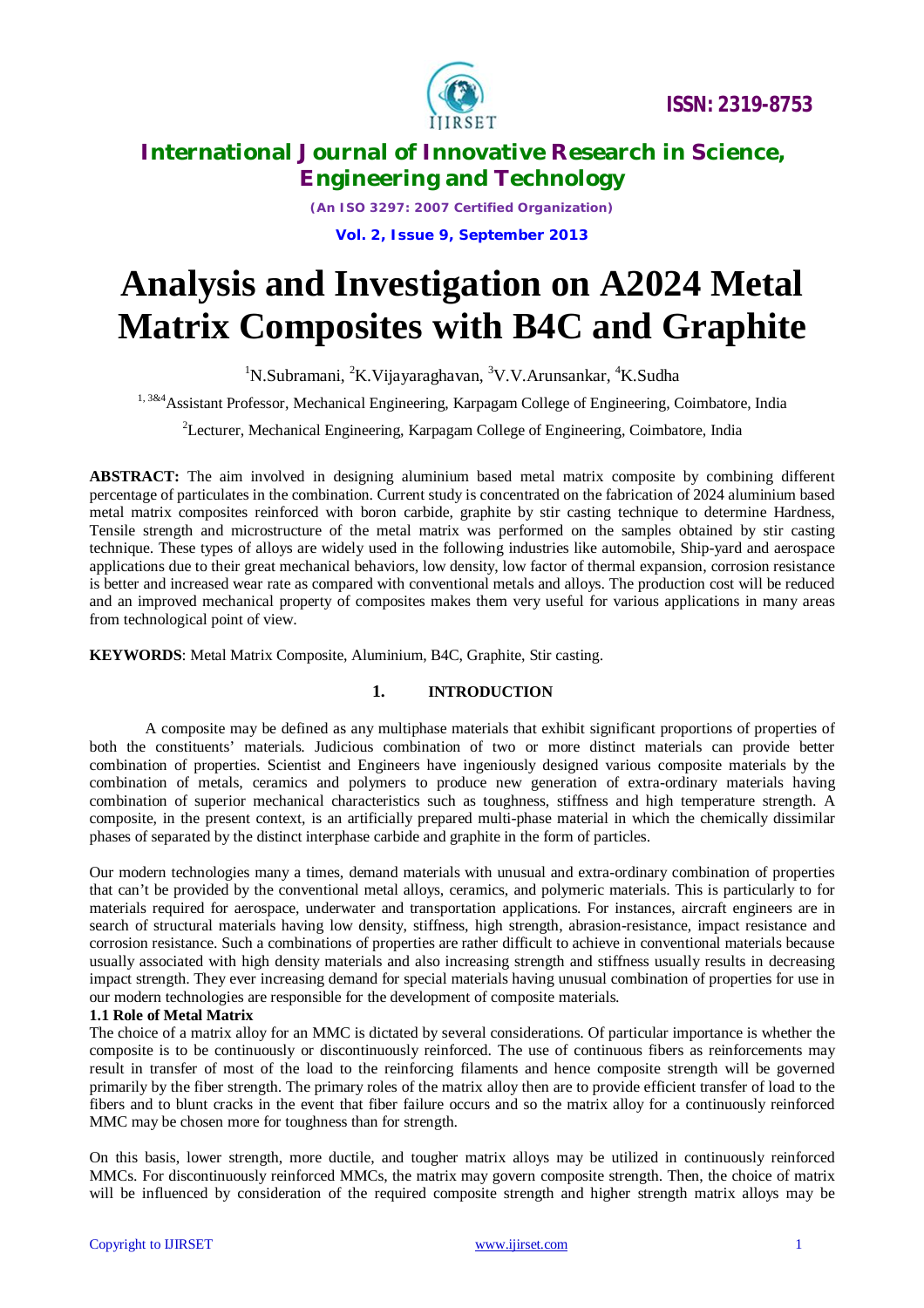# Analysis and Investigation on A2024 Metal Matrix Composites with B4C and Graphite

[1]N.Subramani, [2]K.Vijayaraghavan, [3]V.V.Arunsankar, [4]K.Sudha

[1, 3&4]Assistant Professor, Mechanical Engineering, Karpagam College of Engineering, Coimbatore, India

[2]Lecturer, Mechanical Engineering, Karpagam College of Engineering, Coimbatore, India

**ABSTRACT:** The aim involved in designing aluminium based metal matrix composite by combining different percentage of particulates in the combination. Current study is concentrated on the fabrication of 2024 aluminium based metal matrix composites reinforced with boron carbide, graphite by stir casting technique to determine Hardness, Tensile strength and microstructure of the metal matrix was performed on the samples obtained by stir casting technique. These types of alloys are widely used in the following industries like automobile, Ship-yard and aerospace applications due to their great mechanical behaviors, low density, low factor of thermal expansion, corrosion resistance is better and increased wear rate as compared with conventional metals and alloys. The production cost will be reduced and an improved mechanical property of composites makes them very useful for various applications in many areas from technological point of view.

**KEYWORDS**: Metal Matrix Composite, Aluminium, B4C, Graphite, Stir casting.

## 1. INTRODUCTION

A composite may be defined as any multiphase materials that exhibit significant proportions of properties of both the constituents' materials. Judicious combination of two or more distinct materials can provide better combination of properties. Scientist and Engineers have ingeniously designed various composite materials by the combination of metals, ceramics and polymers to produce new generation of extra-ordinary materials having combination of superior mechanical characteristics such as toughness, stiffness and high temperature strength. A composite, in the present context, is an artificially prepared multi-phase material in which the chemically dissimilar phases of separated by the distinct interphase carbide and graphite in the form of particles.

Our modern technologies many a times, demand materials with unusual and extra-ordinary combination of properties that can't be provided by the conventional metal alloys, ceramics, and polymeric materials. This is particularly to for materials required for aerospace, underwater and transportation applications. For instances, aircraft engineers are in search of structural materials having low density, stiffness, high strength, abrasion-resistance, impact resistance and corrosion resistance. Such a combinations of properties are rather difficult to achieve in conventional materials because usually associated with high density materials and also increasing strength and stiffness usually results in decreasing impact strength. They ever increasing demand for special materials having unusual combination of properties for use in our modern technologies are responsible for the development of composite materials.

### 1.1 Role of Metal Matrix

The choice of a matrix alloy for an MMC is dictated by several considerations. Of particular importance is whether the composite is to be continuously or discontinuously reinforced. The use of continuous fibers as reinforcements may result in transfer of most of the load to the reinforcing filaments and hence composite strength will be governed primarily by the fiber strength. The primary roles of the matrix alloy then are to provide efficient transfer of load to the fibers and to blunt cracks in the event that fiber failure occurs and so the matrix alloy for a continuously reinforced MMC may be chosen more for toughness than for strength.

On this basis, lower strength, more ductile, and tougher matrix alloys may be utilized in continuously reinforced MMCs. For discontinuously reinforced MMCs, the matrix may govern composite strength. Then, the choice of matrix will be influenced by consideration of the required composite strength and higher strength matrix alloys may be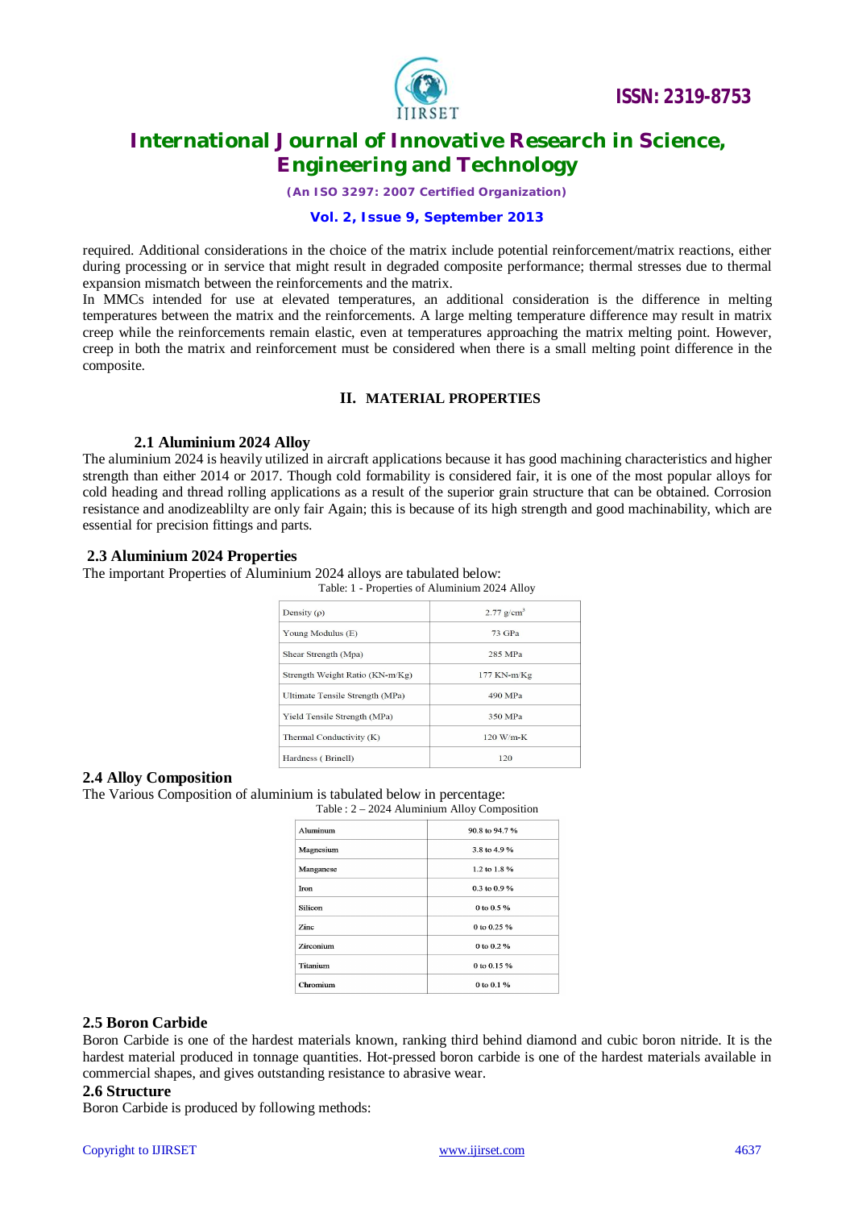required. Additional considerations in the choice of the matrix include potential reinforcement/matrix reactions, either during processing or in service that might result in degraded composite performance; thermal stresses due to thermal expansion mismatch between the reinforcements and the matrix.

In MMCs intended for use at elevated temperatures, an additional consideration is the difference in melting temperatures between the matrix and the reinforcements. A large melting temperature difference may result in matrix creep while the reinforcements remain elastic, even at temperatures approaching the matrix melting point. However, creep in both the matrix and reinforcement must be considered when there is a small melting point difference in the composite.

## II. MATERIAL PROPERTIES

### 2.1 Aluminium 2024 Alloy

The aluminium 2024 is heavily utilized in aircraft applications because it has good machining characteristics and higher strength than either 2014 or 2017. Though cold formability is considered fair, it is one of the most popular alloys for cold heading and thread rolling applications as a result of the superior grain structure that can be obtained. Corrosion resistance and anodizeablilty are only fair Again; this is because of its high strength and good machinability, which are essential for precision fittings and parts.

### 2.3 Aluminium 2024 Properties

The important Properties of Aluminium 2024 alloys are tabulated below:

Table: 1 - Properties of Aluminium 2024 Alloy

| Property | Value |
|---|---|
| Density (ρ) | 2.77 g/cm$^3$ |
| Young Modulus (E) | 73 GPa |
| Shear Strength (Mpa) | 285 MPa |
| Strength Weight Ratio (KN-m/Kg) | 177 KN-m/Kg |
| Ultimate Tensile Strength (MPa) | 490 MPa |
| Yield Tensile Strength (MPa) | 350 MPa |
| Thermal Conductivity (K) | 120 W/m-K |
| Hardness ( Brinell) | 120 |

### 2.4 Alloy Composition

The Various Composition of aluminium is tabulated below in percentage:

Table : 2 – 2024 Aluminium Alloy Composition

| Element | Percentage |
|---|---|
| Aluminum | 90.8 to 94.7 % |
| Magnesium | 3.8 to 4.9 % |
| Manganese | 1.2 to 1.8 % |
| Iron | 0.3 to 0.9 % |
| Silicon | 0 to 0.5 % |
| Zinc | 0 to 0.25 % |
| Zirconium | 0 to 0.2 % |
| Titanium | 0 to 0.15 % |
| Chromium | 0 to 0.1 % |

### 2.5 Boron Carbide

Boron Carbide is one of the hardest materials known, ranking third behind diamond and cubic boron nitride. It is the hardest material produced in tonnage quantities. Hot-pressed boron carbide is one of the hardest materials available in commercial shapes, and gives outstanding resistance to abrasive wear.

### 2.6 Structure

Boron Carbide is produced by following methods: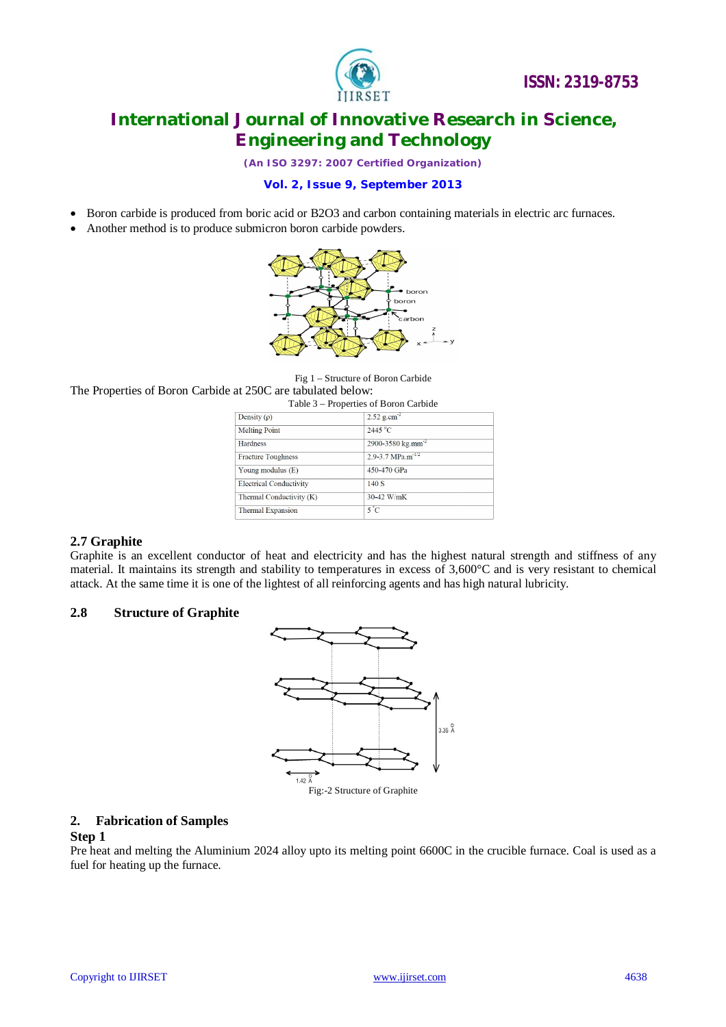- Boron carbide is produced from boric acid or B2O3 and carbon containing materials in electric arc furnaces.
- Another method is to produce submicron boron carbide powders.

Fig 1 – Structure of Boron Carbide

The Properties of Boron Carbide at 250C are tabulated below:

Table 3 – Properties of Boron Carbide

| Density (ρ) | 2.52 g.cm$^{-3}$ |
|---|---|
| Melting Point | 2445 $^{o}$C |
| Hardness | 2900-3580 kg.mm$^{-2}$ |
| Fracture Toughness | 2.9-3.7 MPa.m$^{-1/2}$ |
| Young modulus (E) | 450-470 GPa |
| Electrical Conductivity | 140 S |
| Thermal Conductivity (K) | 30-42 W/mK |
| Thermal Expansion | 5 $^{\circ}$C |

### 2.7 Graphite

Graphite is an excellent conductor of heat and electricity and has the highest natural strength and stiffness of any material. It maintains its strength and stability to temperatures in excess of 3,600°C and is very resistant to chemical attack. At the same time it is one of the lightest of all reinforcing agents and has high natural lubricity.

### 2.8 Structure of Graphite

Fig:-2 Structure of Graphite

## 2. Fabrication of Samples

**Step 1**

Pre heat and melting the Aluminium 2024 alloy upto its melting point 6600C in the crucible furnace. Coal is used as a fuel for heating up the furnace.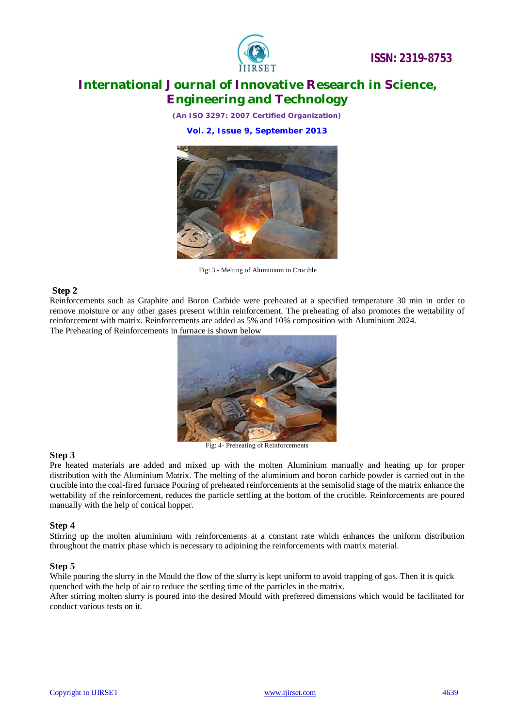Fig: 3 - Melting of Aluminium in Crucible

### Step 2

Reinforcements such as Graphite and Boron Carbide were preheated at a specified temperature 30 min in order to remove moisture or any other gases present within reinforcement. The preheating of also promotes the wettability of reinforcement with matrix. Reinforcements are added as 5% and 10% composition with Aluminium 2024.
The Preheating of Reinforcements in furnace is shown below

Fig: 4- Preheating of Reinforcements

### Step 3

Pre heated materials are added and mixed up with the molten Aluminium manually and heating up for proper distribution with the Aluminium Matrix. The melting of the aluminium and boron carbide powder is carried out in the crucible into the coal-fired furnace Pouring of preheated reinforcements at the semisolid stage of the matrix enhance the wettability of the reinforcement, reduces the particle settling at the bottom of the crucible. Reinforcements are poured manually with the help of conical hopper.

### Step 4

Stirring up the molten aluminium with reinforcements at a constant rate which enhances the uniform distribution throughout the matrix phase which is necessary to adjoining the reinforcements with matrix material.

### Step 5

While pouring the slurry in the Mould the flow of the slurry is kept uniform to avoid trapping of gas. Then it is quick quenched with the help of air to reduce the settling time of the particles in the matrix.
After stirring molten slurry is poured into the desired Mould with preferred dimensions which would be facilitated for conduct various tests on it.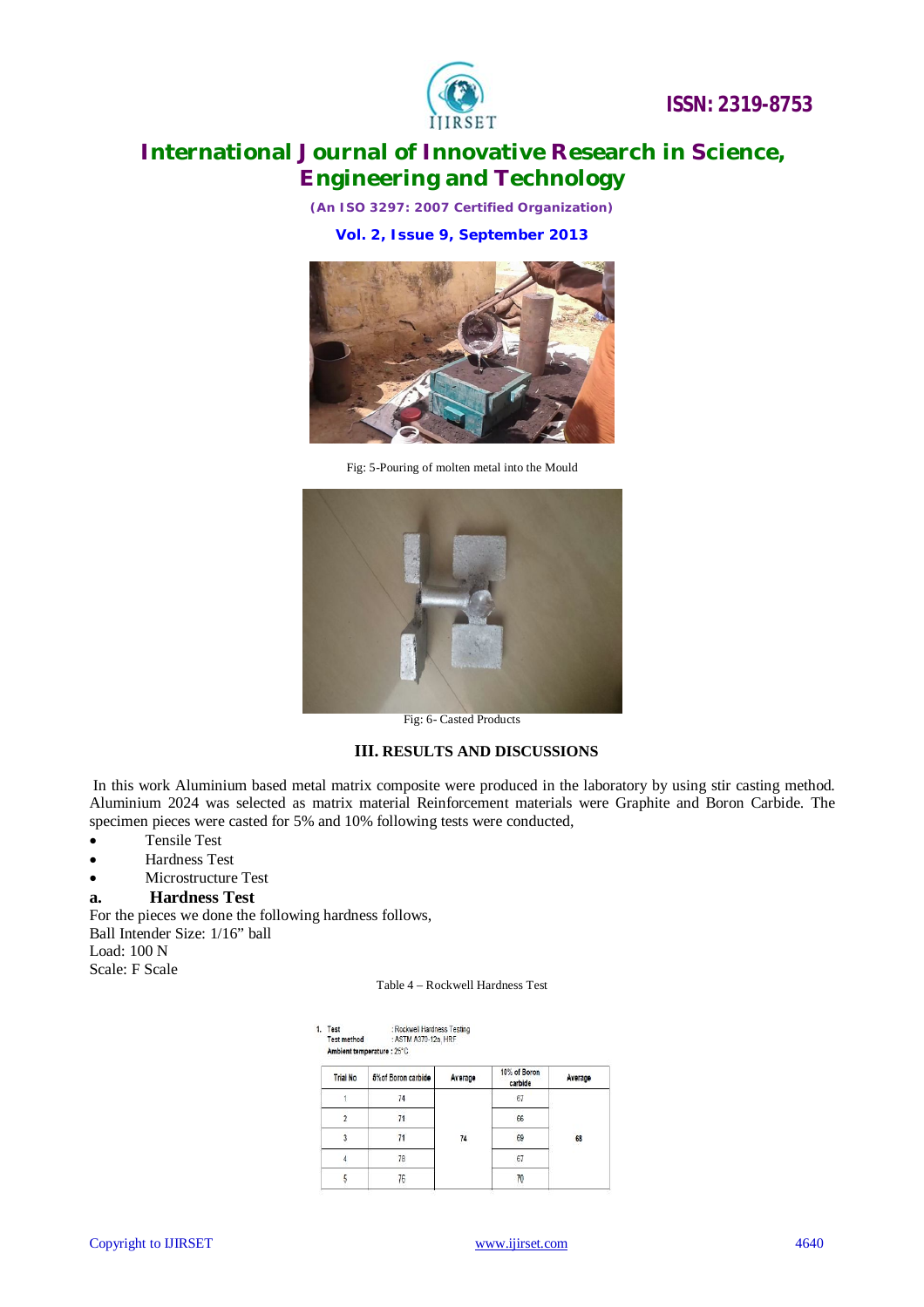Fig: 5-Pouring of molten metal into the Mould

Fig: 6- Casted Products

## III. RESULTS AND DISCUSSIONS

In this work Aluminium based metal matrix composite were produced in the laboratory by using stir casting method. Aluminium 2024 was selected as matrix material Reinforcement materials were Graphite and Boron Carbide. The specimen pieces were casted for 5% and 10% following tests were conducted,

- Tensile Test
- Hardness Test
- Microstructure Test

### a. Hardness Test

For the pieces we done the following hardness follows,
Ball Intender Size: 1/16" ball
Load: 100 N
Scale: F Scale

Table 4 – Rockwell Hardness Test

1. Test : Rockwell Hardness Testing
Test method : ASTM A370-12a, HRF
Ambient temperature : 25°C

| Trial No | 5% of Boron carbide | Average | 10% of Boron carbide | Average |
|---|---|---|---|---|
| 1 | 74 | | 67 | |
| 2 | 71 | | 66 | |
| 3 | 71 | 74 | 69 | 68 |
| 4 | 78 | | 67 | |
| 5 | 76 | | 70 | |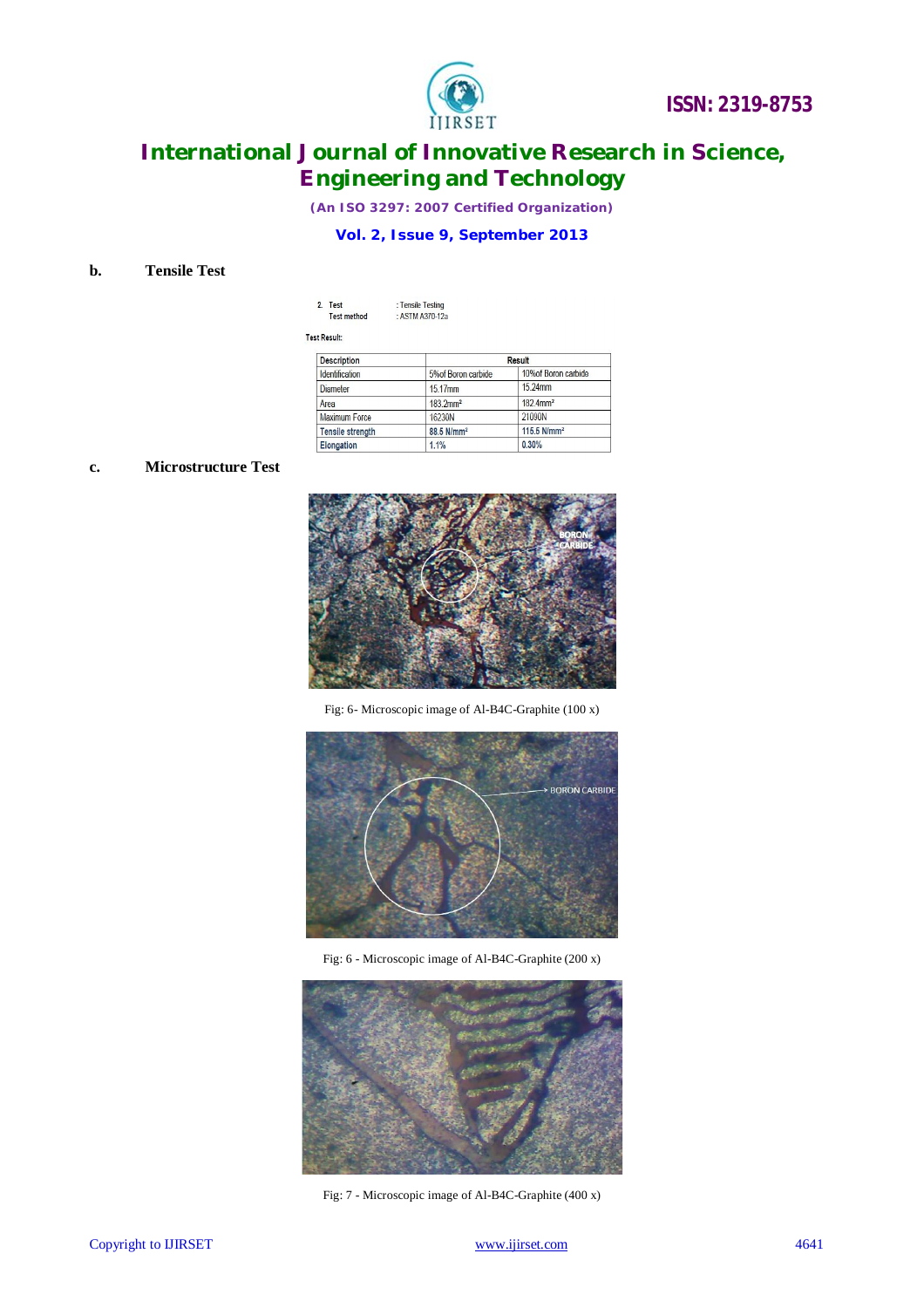### b. Tensile Test

2. Test : Tensile Testing
Test method : ASTM A370-12a

Test Result:

| Description | Result | |
|---|---|---|
| Identification | 5%of Boron carbide | 10%of Boron carbide |
| Diameter | 15.17mm | 15.24mm |
| Area | 183.2mm² | 182.4mm² |
| Maximum Force | 16230N | 21090N |
| Tensile strength | 88.5 N/mm² | 115.5 N/mm² |
| Elongation | 1.1% | 0.30% |

### c. Microstructure Test

Fig: 6- Microscopic image of Al-B4C-Graphite (100 x)

Fig: 6 - Microscopic image of Al-B4C-Graphite (200 x)

Fig: 7 - Microscopic image of Al-B4C-Graphite (400 x)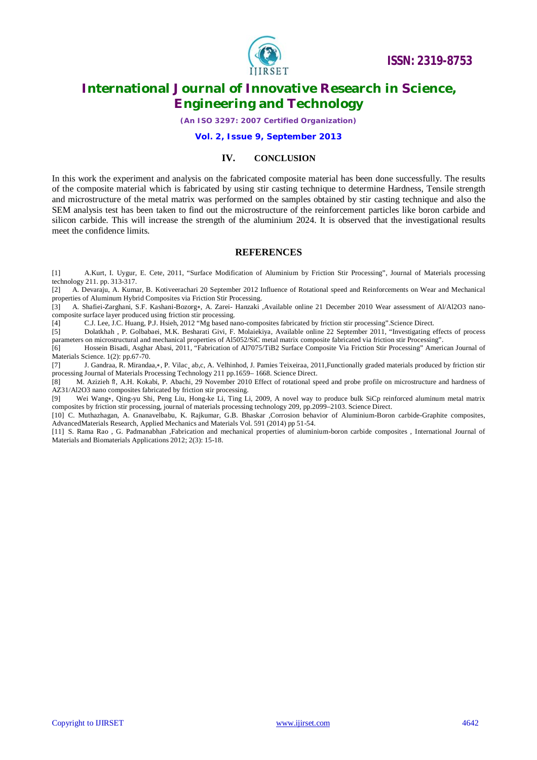## IV. CONCLUSION

In this work the experiment and analysis on the fabricated composite material has been done successfully. The results of the composite material which is fabricated by using stir casting technique to determine Hardness, Tensile strength and microstructure of the metal matrix was performed on the samples obtained by stir casting technique and also the SEM analysis test has been taken to find out the microstructure of the reinforcement particles like boron carbide and silicon carbide. This will increase the strength of the aluminium 2024. It is observed that the investigational results meet the confidence limits.

## REFERENCES

[1] A.Kurt, I. Uygur, E. Cete, 2011, "Surface Modification of Aluminium by Friction Stir Processing", Journal of Materials processing technology 211. pp. 313-317.

[2] A. Devaraju, A. Kumar, B. Kotiveerachari 20 September 2012 Influence of Rotational speed and Reinforcements on Wear and Mechanical properties of Aluminum Hybrid Composites via Friction Stir Processing.

[3] A. Shafiei-Zarghani, S.F. Kashani-Bozorg∗, A. Zarei- Hanzaki ,Available online 21 December 2010 Wear assessment of Al/Al2O3 nano-composite surface layer produced using friction stir processing.

[4] C.J. Lee, J.C. Huang, P.J. Hsieh, 2012 "Mg based nano-composites fabricated by friction stir processing".Science Direct.

[5] Dolatkhah , P. Golbabaei, M.K. Besharati Givi, F. Molaiekiya, Available online 22 September 2011, "Investigating effects of process parameters on microstructural and mechanical properties of Al5052/SiC metal matrix composite fabricated via friction stir Processing".

[6] Hossein Bisadi, Asghar Abasi, 2011, "Fabrication of Al7075/TiB2 Surface Composite Via Friction Stir Processing" American Journal of Materials Science. 1(2): pp.67-70.

[7] J. Gandraa, R. Mirandaa,∗, P. Vilac¸ ab,c, A. Velhinhod, J. Pamies Teixeiraa, 2011,Functionally graded materials produced by friction stir processing Journal of Materials Processing Technology 211 pp.1659– 1668. Science Direct.

[8] M. Azizieh ⇑, A.H. Kokabi, P. Abachi, 29 November 2010 Effect of rotational speed and probe profile on microstructure and hardness of AZ31/Al2O3 nano composites fabricated by friction stir processing.

[9] Wei Wang∗, Qing-yu Shi, Peng Liu, Hong-ke Li, Ting Li, 2009, A novel way to produce bulk SiCp reinforced aluminum metal matrix composites by friction stir processing, journal of materials processing technology 209, pp.2099–2103. Science Direct.

[10] C. Muthazhagan, A. Gnanavelbabu, K. Rajkumar, G.B. Bhaskar ,Corrosion behavior of Aluminium-Boron carbide-Graphite composites, AdvancedMaterials Research, Applied Mechanics and Materials Vol. 591 (2014) pp 51-54.

[11] S. Rama Rao , G. Padmanabhan ,Fabrication and mechanical properties of aluminium-boron carbide composites , International Journal of Materials and Biomaterials Applications 2012; 2(3): 15-18.